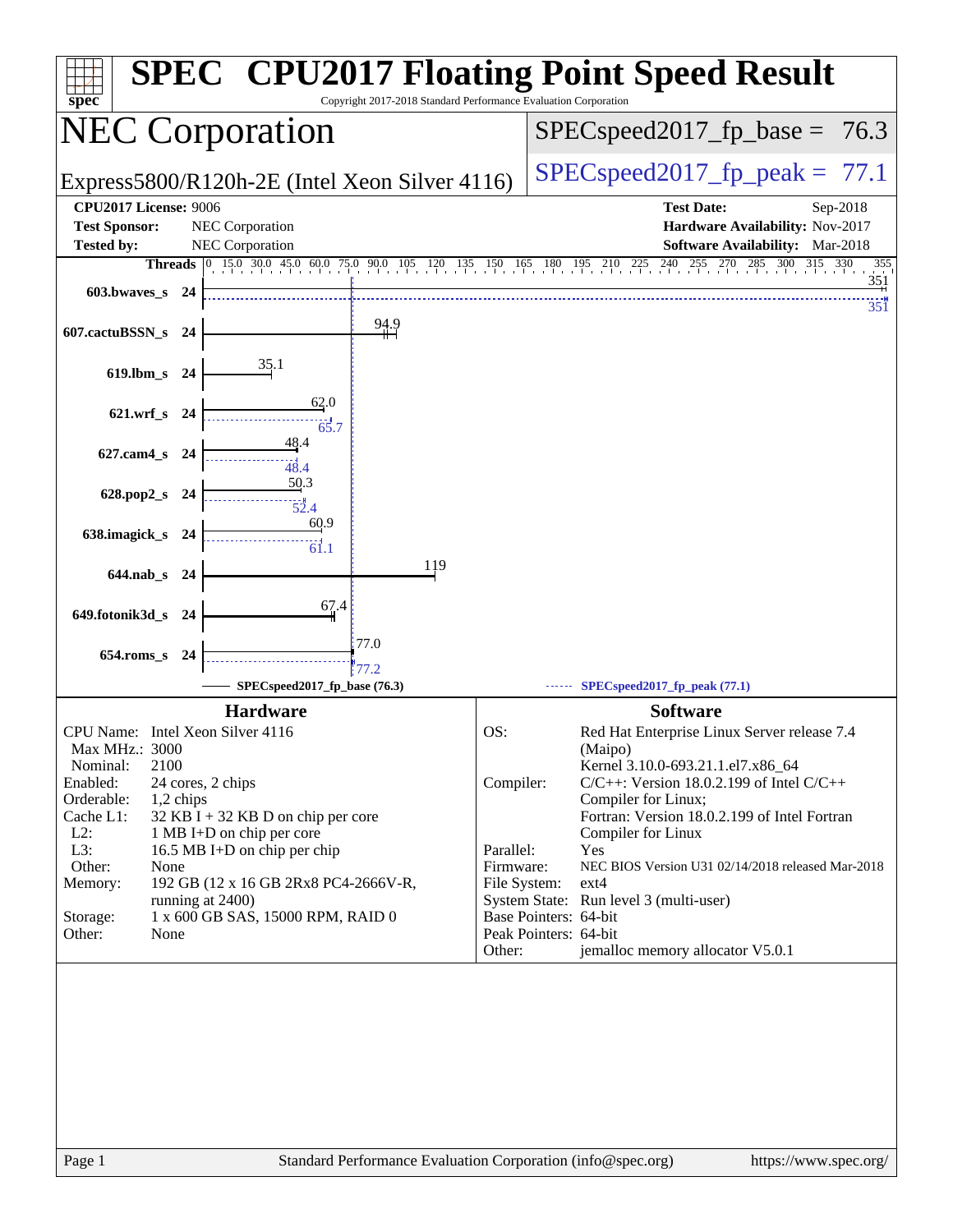# SPEC CPU2017 Floating Point Speed Result

Copyright 2017-2018 Standard Performance Evaluation Corporation

## NEC Corporation

Express5800/R120h-2E (Intel Xeon Silver 4116)

SPECspeed2017_fp_base = 76.3

SPECspeed2017_fp_peak = 77.1

**CPU2017 License:** 9006
**Test Sponsor:** NEC Corporation
**Tested by:** NEC Corporation

**Test Date:** Sep-2018
**Hardware Availability:** Nov-2017
**Software Availability:** Mar-2018

| Benchmark | Threads | Base | Peak |
|---|---|---|---|
| 603.bwaves_s | 24 | 351 | 351 |
| 607.cactuBSSN_s | 24 | 94.9 | |
| 619.lbm_s | 24 | 35.1 | |
| 621.wrf_s | 24 | 62.0 | 65.7 |
| 627.cam4_s | 24 | 48.4 | 48.4 |
| 628.pop2_s | 24 | 50.3 | 52.4 |
| 638.imagick_s | 24 | 60.9 | 61.1 |
| 644.nab_s | 24 | 119 | |
| 649.fotonik3d_s | 24 | 67.4 | |
| 654.roms_s | 24 | 77.0 | 77.2 |

SPECspeed2017_fp_base (76.3) — SPECspeed2017_fp_peak (77.1)

### Hardware

| | |
|---|---|
| CPU Name: | Intel Xeon Silver 4116 |
| Max MHz.: | 3000 |
| Nominal: | 2100 |
| Enabled: | 24 cores, 2 chips |
| Orderable: | 1,2 chips |
| Cache L1: | 32 KB I + 32 KB D on chip per core |
| L2: | 1 MB I+D on chip per core |
| L3: | 16.5 MB I+D on chip per chip |
| Other: | None |
| Memory: | 192 GB (12 x 16 GB 2Rx8 PC4-2666V-R, running at 2400) |
| Storage: | 1 x 600 GB SAS, 15000 RPM, RAID 0 |
| Other: | None |

### Software

| | |
|---|---|
| OS: | Red Hat Enterprise Linux Server release 7.4 (Maipo) Kernel 3.10.0-693.21.1.el7.x86_64 |
| Compiler: | C/C++: Version 18.0.2.199 of Intel C/C++ Compiler for Linux; Fortran: Version 18.0.2.199 of Intel Fortran Compiler for Linux |
| Parallel: | Yes |
| Firmware: | NEC BIOS Version U31 02/14/2018 released Mar-2018 |
| File System: | ext4 |
| System State: | Run level 3 (multi-user) |
| Base Pointers: | 64-bit |
| Peak Pointers: | 64-bit |
| Other: | jemalloc memory allocator V5.0.1 |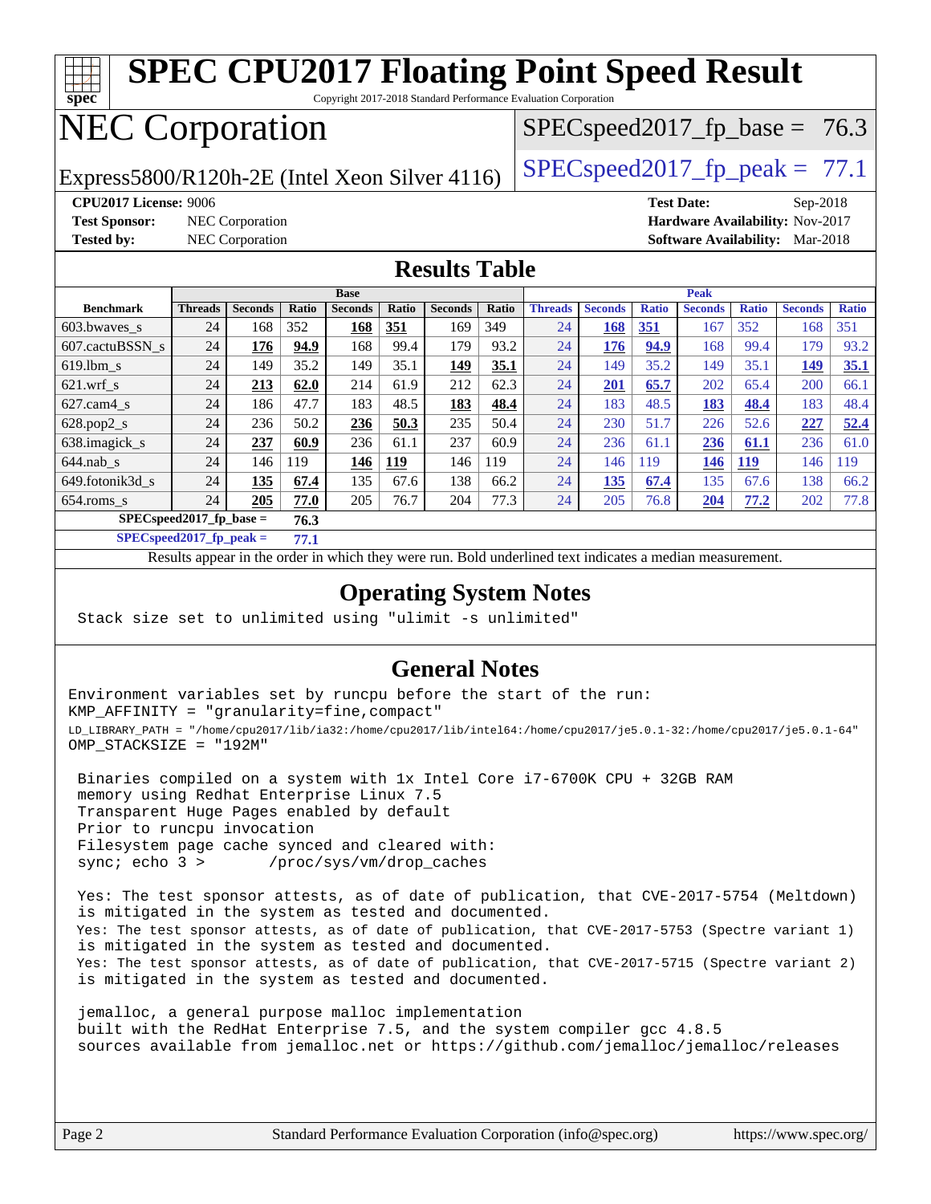# SPEC CPU2017 Floating Point Speed Result

Copyright 2017-2018 Standard Performance Evaluation Corporation

# NEC Corporation

Express5800/R120h-2E (Intel Xeon Silver 4116)

SPECspeed2017_fp_base = 76.3

SPECspeed2017_fp_peak = 77.1

**CPU2017 License:** 9006
**Test Sponsor:** NEC Corporation
**Tested by:** NEC Corporation

**Test Date:** Sep-2018
**Hardware Availability:** Nov-2017
**Software Availability:** Mar-2018

## Results Table

| Benchmark | Base | | | | | | | Peak | | | | | | |
|---|---|---|---|---|---|---|---|---|---|---|---|---|---|---|
| | Threads | Seconds | Ratio | Seconds | Ratio | Seconds | Ratio | Threads | Seconds | Ratio | Seconds | Ratio | Seconds | Ratio |
| 603.bwaves_s | 24 | 168 | 352 | **168** | **351** | 169 | 349 | 24 | **168** | **351** | 167 | 352 | 168 | 351 |
| 607.cactuBSSN_s | 24 | **176** | **94.9** | 168 | 99.4 | 179 | 93.2 | 24 | **176** | **94.9** | 168 | 99.4 | 179 | 93.2 |
| 619.lbm_s | 24 | 149 | 35.2 | 149 | 35.1 | **149** | **35.1** | 24 | 149 | 35.2 | 149 | 35.1 | **149** | **35.1** |
| 621.wrf_s | 24 | **213** | **62.0** | 214 | 61.9 | 212 | 62.3 | 24 | **201** | **65.7** | 202 | 65.4 | 200 | 66.1 |
| 627.cam4_s | 24 | 186 | 47.7 | 183 | 48.5 | **183** | **48.4** | 24 | 183 | 48.5 | **183** | **48.4** | 183 | 48.4 |
| 628.pop2_s | 24 | 236 | 50.2 | **236** | **50.3** | 235 | 50.4 | 24 | 230 | 51.7 | 226 | 52.6 | **227** | **52.4** |
| 638.imagick_s | 24 | **237** | **60.9** | 236 | 61.1 | 237 | 60.9 | 24 | 236 | 61.1 | **236** | **61.1** | 236 | 61.0 |
| 644.nab_s | 24 | 146 | 119 | **146** | **119** | 146 | 119 | 24 | 146 | 119 | **146** | **119** | 146 | 119 |
| 649.fotonik3d_s | 24 | **135** | **67.4** | 135 | 67.6 | 138 | 66.2 | 24 | **135** | **67.4** | 135 | 67.6 | 138 | 66.2 |
| 654.roms_s | 24 | **205** | **77.0** | 205 | 76.7 | 204 | 77.3 | 24 | 205 | 76.8 | **204** | **77.2** | 202 | 77.8 |

**SPECspeed2017_fp_base = 76.3**

**SPECspeed2017_fp_peak = 77.1**

Results appear in the order in which they were run. Bold underlined text indicates a median measurement.

## Operating System Notes

```
Stack size set to unlimited using "ulimit -s unlimited"
```

## General Notes

```
Environment variables set by runcpu before the start of the run:
KMP_AFFINITY = "granularity=fine,compact"
LD_LIBRARY_PATH = "/home/cpu2017/lib/ia32:/home/cpu2017/lib/intel64:/home/cpu2017/je5.0.1-32:/home/cpu2017/je5.0.1-64"
OMP_STACKSIZE = "192M"

 Binaries compiled on a system with 1x Intel Core i7-6700K CPU + 32GB RAM
 memory using Redhat Enterprise Linux 7.5
 Transparent Huge Pages enabled by default
 Prior to runcpu invocation
 Filesystem page cache synced and cleared with:
 sync; echo 3 >       /proc/sys/vm/drop_caches

 Yes: The test sponsor attests, as of date of publication, that CVE-2017-5754 (Meltdown)
 is mitigated in the system as tested and documented.
 Yes: The test sponsor attests, as of date of publication, that CVE-2017-5753 (Spectre variant 1)
 is mitigated in the system as tested and documented.
 Yes: The test sponsor attests, as of date of publication, that CVE-2017-5715 (Spectre variant 2)
 is mitigated in the system as tested and documented.

 jemalloc, a general purpose malloc implementation
 built with the RedHat Enterprise 7.5, and the system compiler gcc 4.8.5
 sources available from jemalloc.net or https://github.com/jemalloc/jemalloc/releases
```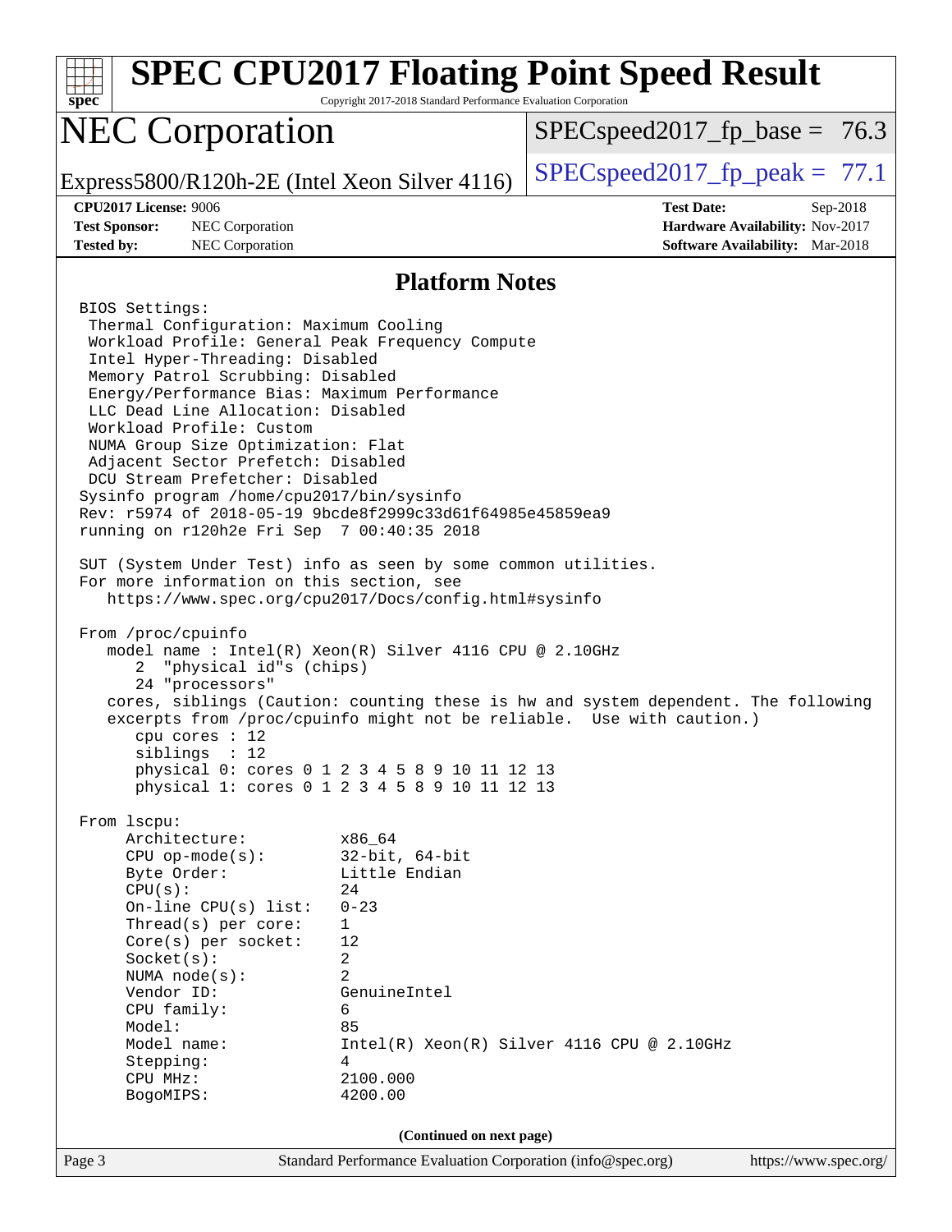## Platform Notes

```
BIOS Settings:
 Thermal Configuration: Maximum Cooling
 Workload Profile: General Peak Frequency Compute
 Intel Hyper-Threading: Disabled
 Memory Patrol Scrubbing: Disabled
 Energy/Performance Bias: Maximum Performance
 LLC Dead Line Allocation: Disabled
 Workload Profile: Custom
 NUMA Group Size Optimization: Flat
 Adjacent Sector Prefetch: Disabled
 DCU Stream Prefetcher: Disabled
Sysinfo program /home/cpu2017/bin/sysinfo
Rev: r5974 of 2018-05-19 9bcde8f2999c33d61f64985e45859ea9
running on r120h2e Fri Sep  7 00:40:35 2018

SUT (System Under Test) info as seen by some common utilities.
For more information on this section, see
   https://www.spec.org/cpu2017/Docs/config.html#sysinfo

From /proc/cpuinfo
   model name : Intel(R) Xeon(R) Silver 4116 CPU @ 2.10GHz
      2  "physical id"s (chips)
      24 "processors"
   cores, siblings (Caution: counting these is hw and system dependent. The following
   excerpts from /proc/cpuinfo might not be reliable.  Use with caution.)
      cpu cores : 12
      siblings  : 12
      physical 0: cores 0 1 2 3 4 5 8 9 10 11 12 13
      physical 1: cores 0 1 2 3 4 5 8 9 10 11 12 13

From lscpu:
     Architecture:          x86_64
     CPU op-mode(s):        32-bit, 64-bit
     Byte Order:            Little Endian
     CPU(s):                24
     On-line CPU(s) list:   0-23
     Thread(s) per core:    1
     Core(s) per socket:    12
     Socket(s):             2
     NUMA node(s):          2
     Vendor ID:             GenuineIntel
     CPU family:            6
     Model:                 85
     Model name:            Intel(R) Xeon(R) Silver 4116 CPU @ 2.10GHz
     Stepping:              4
     CPU MHz:               2100.000
     BogoMIPS:              4200.00
```

(Continued on next page)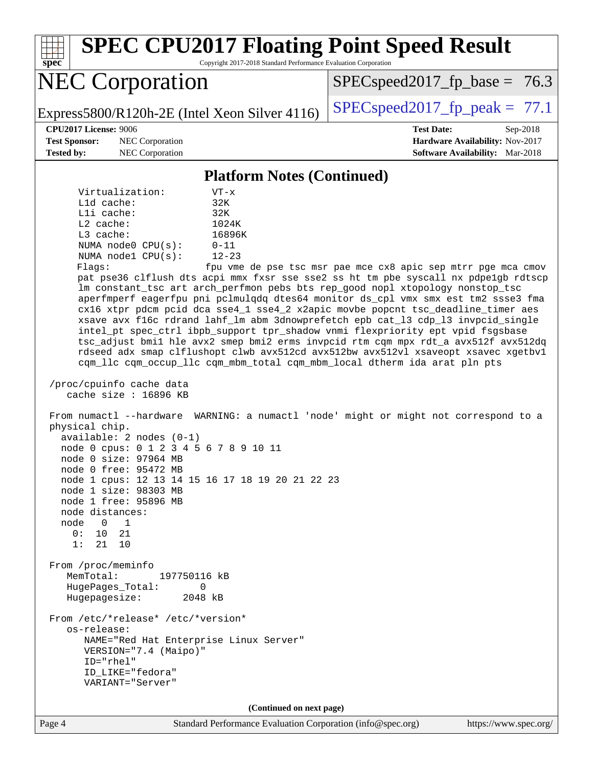# SPEC CPU2017 Floating Point Speed Result

Copyright 2017-2018 Standard Performance Evaluation Corporation

## NEC Corporation

Express5800/R120h-2E (Intel Xeon Silver 4116)

SPECspeed2017_fp_base = 76.3

SPECspeed2017_fp_peak = 77.1

**CPU2017 License:** 9006
**Test Sponsor:** NEC Corporation
**Tested by:** NEC Corporation

**Test Date:** Sep-2018
**Hardware Availability:** Nov-2017
**Software Availability:** Mar-2018

### Platform Notes (Continued)

```
     Virtualization:        VT-x
     L1d cache:             32K
     L1i cache:             32K
     L2 cache:              1024K
     L3 cache:              16896K
     NUMA node0 CPU(s):     0-11
     NUMA node1 CPU(s):     12-23
     Flags:                fpu vme de pse tsc msr pae mce cx8 apic sep mtrr pge mca cmov
     pat pse36 clflush dts acpi mmx fxsr sse sse2 ss ht tm pbe syscall nx pdpe1gb rdtscp
     lm constant_tsc art arch_perfmon pebs bts rep_good nopl xtopology nonstop_tsc
     aperfmperf eagerfpu pni pclmulqdq dtes64 monitor ds_cpl vmx smx est tm2 ssse3 fma
     cx16 xtpr pdcm pcid dca sse4_1 sse4_2 x2apic movbe popcnt tsc_deadline_timer aes
     xsave avx f16c rdrand lahf_lm abm 3dnowprefetch epb cat_l3 cdp_l3 invpcid_single
     intel_pt spec_ctrl ibpb_support tpr_shadow vnmi flexpriority ept vpid fsgsbase
     tsc_adjust bmi1 hle avx2 smep bmi2 erms invpcid rtm cqm mpx rdt_a avx512f avx512dq
     rdseed adx smap clflushopt clwb avx512cd avx512bw avx512vl xsaveopt xsavec xgetbv1
     cqm_llc cqm_occup_llc cqm_mbm_total cqm_mbm_local dtherm ida arat pln pts

 /proc/cpuinfo cache data
    cache size : 16896 KB

 From numactl --hardware  WARNING: a numactl 'node' might or might not correspond to a
 physical chip.
   available: 2 nodes (0-1)
   node 0 cpus: 0 1 2 3 4 5 6 7 8 9 10 11
   node 0 size: 97964 MB
   node 0 free: 95472 MB
   node 1 cpus: 12 13 14 15 16 17 18 19 20 21 22 23
   node 1 size: 98303 MB
   node 1 free: 95896 MB
   node distances:
   node   0   1
     0:  10  21
     1:  21  10

 From /proc/meminfo
    MemTotal:       197750116 kB
    HugePages_Total:       0
    Hugepagesize:       2048 kB

 From /etc/*release* /etc/*version*
    os-release:
       NAME="Red Hat Enterprise Linux Server"
       VERSION="7.4 (Maipo)"
       ID="rhel"
       ID_LIKE="fedora"
       VARIANT="Server"
```

(Continued on next page)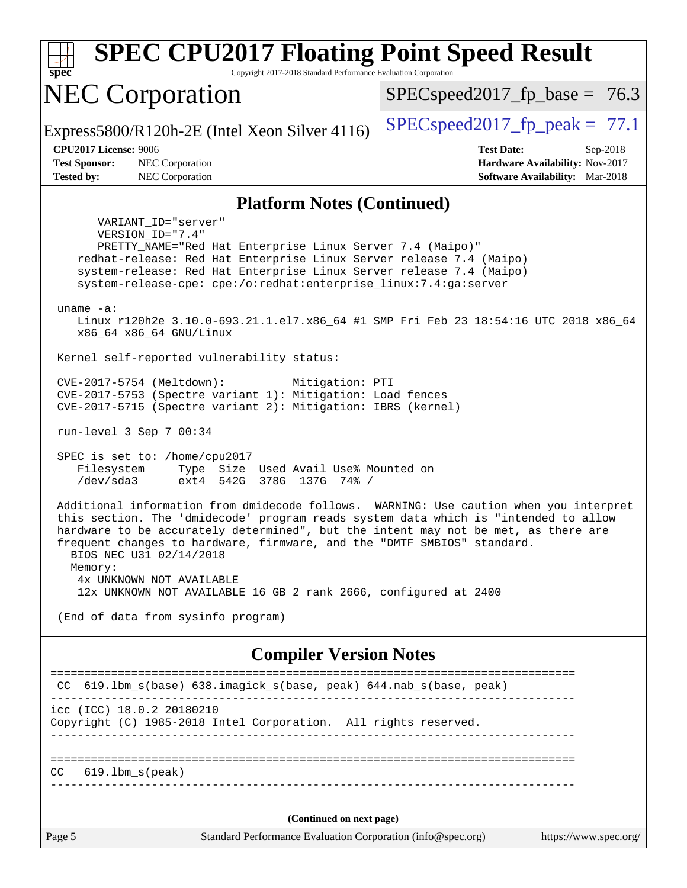## Platform Notes (Continued)

```
      VARIANT_ID="server"
      VERSION_ID="7.4"
      PRETTY_NAME="Red Hat Enterprise Linux Server 7.4 (Maipo)"
   redhat-release: Red Hat Enterprise Linux Server release 7.4 (Maipo)
   system-release: Red Hat Enterprise Linux Server release 7.4 (Maipo)
   system-release-cpe: cpe:/o:redhat:enterprise_linux:7.4:ga:server

uname -a:
   Linux r120h2e 3.10.0-693.21.1.el7.x86_64 #1 SMP Fri Feb 23 18:54:16 UTC 2018 x86_64
   x86_64 x86_64 GNU/Linux

Kernel self-reported vulnerability status:

CVE-2017-5754 (Meltdown):          Mitigation: PTI
CVE-2017-5753 (Spectre variant 1): Mitigation: Load fences
CVE-2017-5715 (Spectre variant 2): Mitigation: IBRS (kernel)

run-level 3 Sep 7 00:34

SPEC is set to: /home/cpu2017
   Filesystem     Type  Size  Used Avail Use% Mounted on
   /dev/sda3      ext4  542G  378G  137G  74% /

Additional information from dmidecode follows.  WARNING: Use caution when you interpret
this section. The 'dmidecode' program reads system data which is "intended to allow
hardware to be accurately determined", but the intent may not be met, as there are
frequent changes to hardware, firmware, and the "DMTF SMBIOS" standard.
  BIOS NEC U31 02/14/2018
  Memory:
   4x UNKNOWN NOT AVAILABLE
   12x UNKNOWN NOT AVAILABLE 16 GB 2 rank 2666, configured at 2400

(End of data from sysinfo program)
```

## Compiler Version Notes

```
==============================================================================
 CC  619.lbm_s(base) 638.imagick_s(base, peak) 644.nab_s(base, peak)
------------------------------------------------------------------------------
icc (ICC) 18.0.2 20180210
Copyright (C) 1985-2018 Intel Corporation.  All rights reserved.
------------------------------------------------------------------------------

==============================================================================
CC   619.lbm_s(peak)
------------------------------------------------------------------------------
```

(Continued on next page)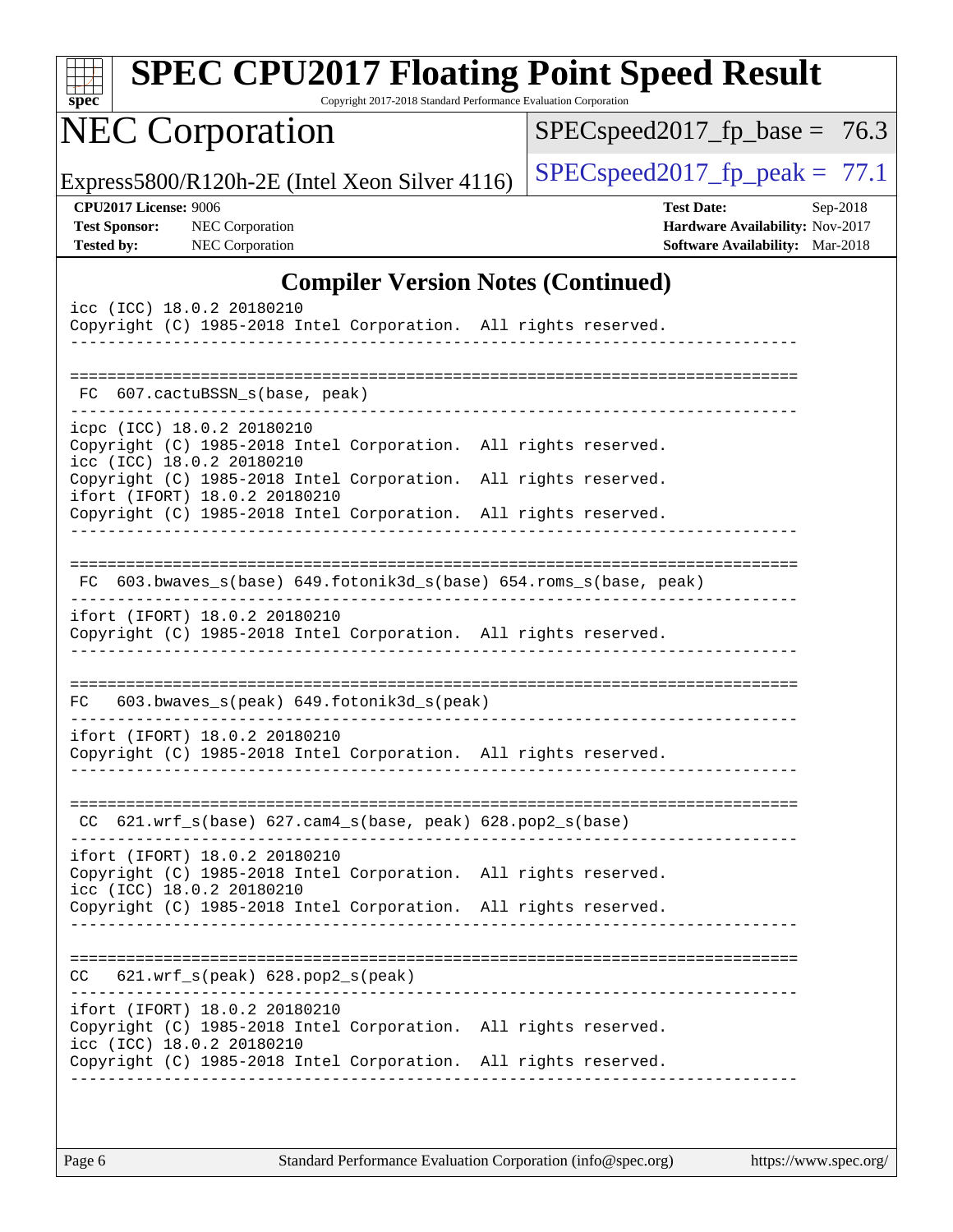# SPEC CPU2017 Floating Point Speed Result

Copyright 2017-2018 Standard Performance Evaluation Corporation

## NEC Corporation

Express5800/R120h-2E (Intel Xeon Silver 4116)

SPECspeed2017_fp_base = 76.3

SPECspeed2017_fp_peak = 77.1

**CPU2017 License:** 9006
**Test Sponsor:** NEC Corporation
**Tested by:** NEC Corporation

**Test Date:** Sep-2018
**Hardware Availability:** Nov-2017
**Software Availability:** Mar-2018

### Compiler Version Notes (Continued)

```
icc (ICC) 18.0.2 20180210
Copyright (C) 1985-2018 Intel Corporation.  All rights reserved.
------------------------------------------------------------------------------

==============================================================================
 FC  607.cactuBSSN_s(base, peak)
------------------------------------------------------------------------------
icpc (ICC) 18.0.2 20180210
Copyright (C) 1985-2018 Intel Corporation.  All rights reserved.
icc (ICC) 18.0.2 20180210
Copyright (C) 1985-2018 Intel Corporation.  All rights reserved.
ifort (IFORT) 18.0.2 20180210
Copyright (C) 1985-2018 Intel Corporation.  All rights reserved.
------------------------------------------------------------------------------

==============================================================================
 FC  603.bwaves_s(base) 649.fotonik3d_s(base) 654.roms_s(base, peak)
------------------------------------------------------------------------------
ifort (IFORT) 18.0.2 20180210
Copyright (C) 1985-2018 Intel Corporation.  All rights reserved.
------------------------------------------------------------------------------

==============================================================================
FC   603.bwaves_s(peak) 649.fotonik3d_s(peak)
------------------------------------------------------------------------------
ifort (IFORT) 18.0.2 20180210
Copyright (C) 1985-2018 Intel Corporation.  All rights reserved.
------------------------------------------------------------------------------

==============================================================================
 CC  621.wrf_s(base) 627.cam4_s(base, peak) 628.pop2_s(base)
------------------------------------------------------------------------------
ifort (IFORT) 18.0.2 20180210
Copyright (C) 1985-2018 Intel Corporation.  All rights reserved.
icc (ICC) 18.0.2 20180210
Copyright (C) 1985-2018 Intel Corporation.  All rights reserved.
------------------------------------------------------------------------------

==============================================================================
CC   621.wrf_s(peak) 628.pop2_s(peak)
------------------------------------------------------------------------------
ifort (IFORT) 18.0.2 20180210
Copyright (C) 1985-2018 Intel Corporation.  All rights reserved.
icc (ICC) 18.0.2 20180210
Copyright (C) 1985-2018 Intel Corporation.  All rights reserved.
------------------------------------------------------------------------------
```

Standard Performance Evaluation Corporation (info@spec.org) https://www.spec.org/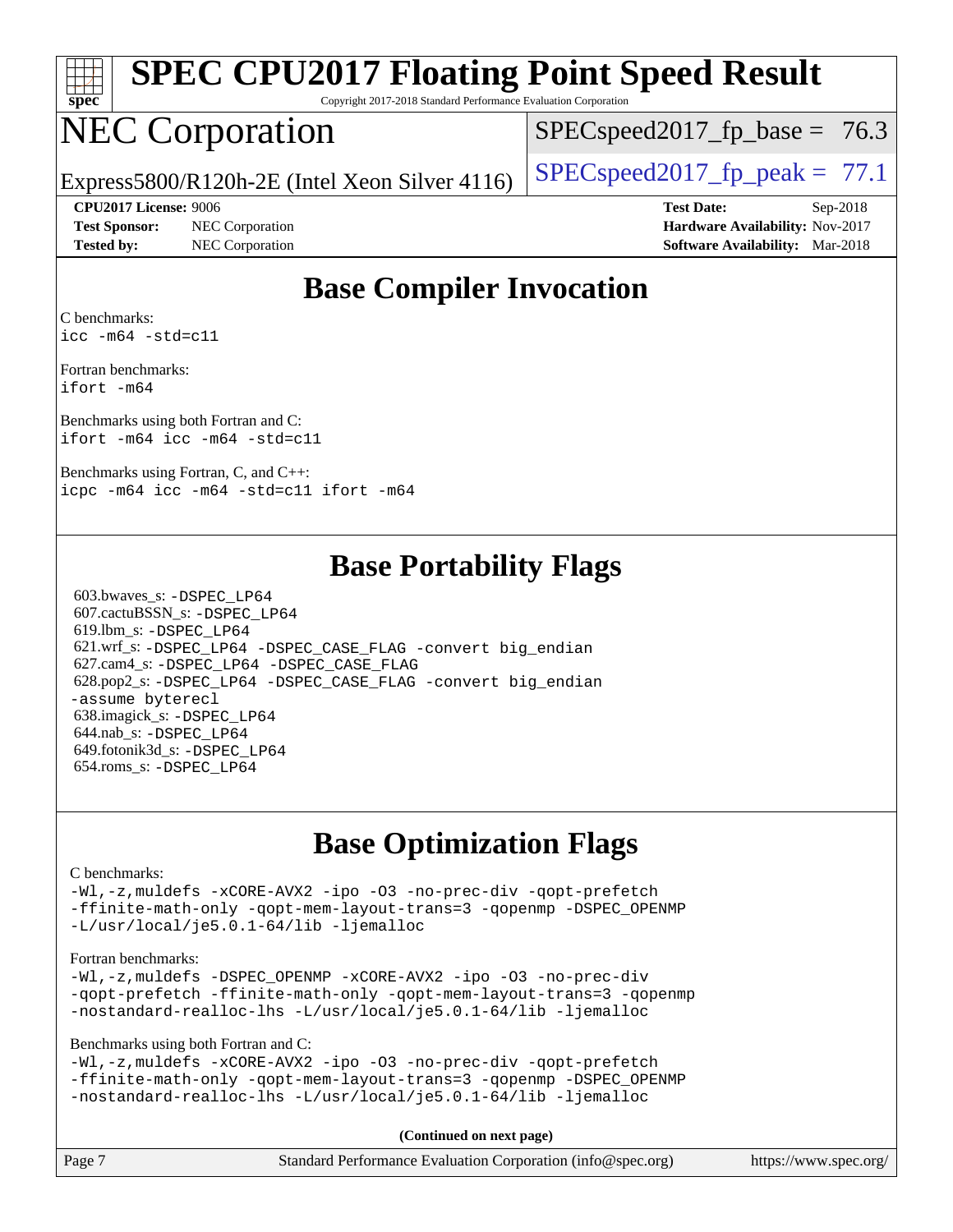# SPEC CPU2017 Floating Point Speed Result

Copyright 2017-2018 Standard Performance Evaluation Corporation

# NEC Corporation

Express5800/R120h-2E (Intel Xeon Silver 4116)

SPECspeed2017_fp_base = 76.3

SPECspeed2017_fp_peak = 77.1

**CPU2017 License:** 9006
**Test Sponsor:** NEC Corporation
**Tested by:** NEC Corporation

**Test Date:** Sep-2018
**Hardware Availability:** Nov-2017
**Software Availability:** Mar-2018

## Base Compiler Invocation

C benchmarks:
`icc -m64 -std=c11`

Fortran benchmarks:
`ifort -m64`

Benchmarks using both Fortran and C:
`ifort -m64 icc -m64 -std=c11`

Benchmarks using Fortran, C, and C++:
`icpc -m64 icc -m64 -std=c11 ifort -m64`

## Base Portability Flags

603.bwaves_s: `-DSPEC_LP64`
607.cactuBSSN_s: `-DSPEC_LP64`
619.lbm_s: `-DSPEC_LP64`
621.wrf_s: `-DSPEC_LP64 -DSPEC_CASE_FLAG -convert big_endian`
627.cam4_s: `-DSPEC_LP64 -DSPEC_CASE_FLAG`
628.pop2_s: `-DSPEC_LP64 -DSPEC_CASE_FLAG -convert big_endian -assume byterecl`
638.imagick_s: `-DSPEC_LP64`
644.nab_s: `-DSPEC_LP64`
649.fotonik3d_s: `-DSPEC_LP64`
654.roms_s: `-DSPEC_LP64`

## Base Optimization Flags

C benchmarks:
`-Wl,-z,muldefs -xCORE-AVX2 -ipo -O3 -no-prec-div -qopt-prefetch -ffinite-math-only -qopt-mem-layout-trans=3 -qopenmp -DSPEC_OPENMP -L/usr/local/je5.0.1-64/lib -ljemalloc`

Fortran benchmarks:
`-Wl,-z,muldefs -DSPEC_OPENMP -xCORE-AVX2 -ipo -O3 -no-prec-div -qopt-prefetch -ffinite-math-only -qopt-mem-layout-trans=3 -qopenmp -nostandard-realloc-lhs -L/usr/local/je5.0.1-64/lib -ljemalloc`

Benchmarks using both Fortran and C:
`-Wl,-z,muldefs -xCORE-AVX2 -ipo -O3 -no-prec-div -qopt-prefetch -ffinite-math-only -qopt-mem-layout-trans=3 -qopenmp -DSPEC_OPENMP -nostandard-realloc-lhs -L/usr/local/je5.0.1-64/lib -ljemalloc`

**(Continued on next page)**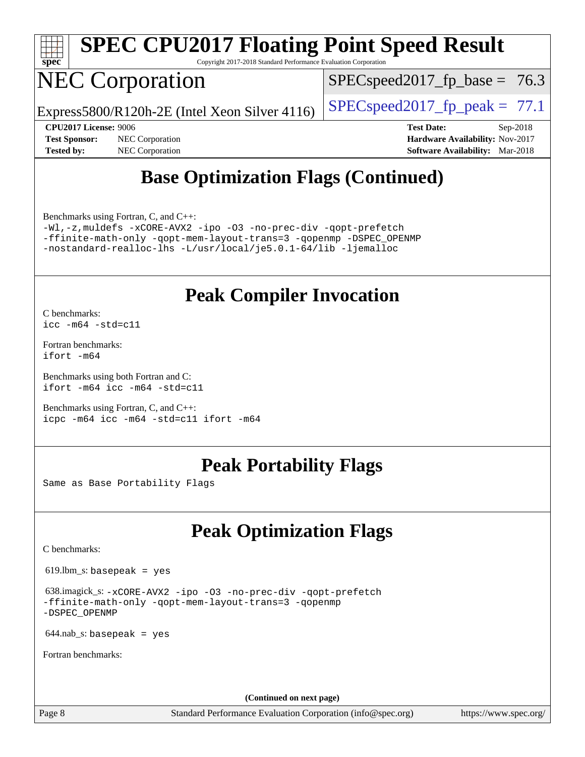## Base Optimization Flags (Continued)

Benchmarks using Fortran, C, and C++:

```
-Wl,-z,muldefs -xCORE-AVX2 -ipo -O3 -no-prec-div -qopt-prefetch
-ffinite-math-only -qopt-mem-layout-trans=3 -qopenmp -DSPEC_OPENMP
-nostandard-realloc-lhs -L/usr/local/je5.0.1-64/lib -ljemalloc
```

## Peak Compiler Invocation

C benchmarks:

```
icc -m64 -std=c11
```

Fortran benchmarks:

```
ifort -m64
```

Benchmarks using both Fortran and C:

```
ifort -m64 icc -m64 -std=c11
```

Benchmarks using Fortran, C, and C++:

```
icpc -m64 icc -m64 -std=c11 ifort -m64
```

## Peak Portability Flags

Same as Base Portability Flags

## Peak Optimization Flags

C benchmarks:

619.lbm_s: `basepeak = yes`

638.imagick_s: `-xCORE-AVX2 -ipo -O3 -no-prec-div -qopt-prefetch -ffinite-math-only -qopt-mem-layout-trans=3 -qopenmp -DSPEC_OPENMP`

644.nab_s: `basepeak = yes`

Fortran benchmarks:

**(Continued on next page)**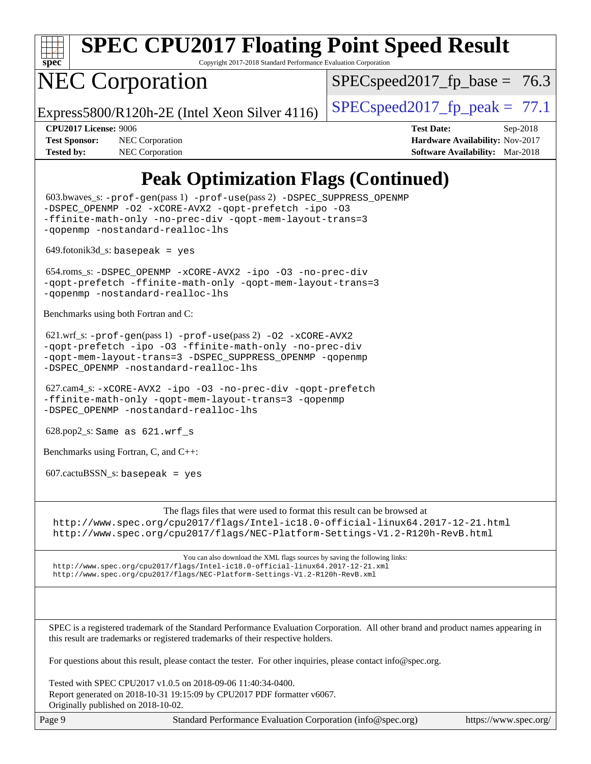# SPEC CPU2017 Floating Point Speed Result

Copyright 2017-2018 Standard Performance Evaluation Corporation

# NEC Corporation

Express5800/R120h-2E (Intel Xeon Silver 4116)

SPECspeed2017_fp_base = 76.3

SPECspeed2017_fp_peak = 77.1

**CPU2017 License:** 9006
**Test Sponsor:** NEC Corporation
**Tested by:** NEC Corporation

**Test Date:** Sep-2018
**Hardware Availability:** Nov-2017
**Software Availability:** Mar-2018

## Peak Optimization Flags (Continued)

603.bwaves_s: -prof-gen(pass 1) -prof-use(pass 2) -DSPEC_SUPPRESS_OPENMP -DSPEC_OPENMP -O2 -xCORE-AVX2 -qopt-prefetch -ipo -O3 -ffinite-math-only -no-prec-div -qopt-mem-layout-trans=3 -qopenmp -nostandard-realloc-lhs

649.fotonik3d_s: basepeak = yes

654.roms_s: -DSPEC_OPENMP -xCORE-AVX2 -ipo -O3 -no-prec-div -qopt-prefetch -ffinite-math-only -qopt-mem-layout-trans=3 -qopenmp -nostandard-realloc-lhs

Benchmarks using both Fortran and C:

621.wrf_s: -prof-gen(pass 1) -prof-use(pass 2) -O2 -xCORE-AVX2 -qopt-prefetch -ipo -O3 -ffinite-math-only -no-prec-div -qopt-mem-layout-trans=3 -DSPEC_SUPPRESS_OPENMP -qopenmp -DSPEC_OPENMP -nostandard-realloc-lhs

627.cam4_s: -xCORE-AVX2 -ipo -O3 -no-prec-div -qopt-prefetch -ffinite-math-only -qopt-mem-layout-trans=3 -qopenmp -DSPEC_OPENMP -nostandard-realloc-lhs

628.pop2_s: Same as 621.wrf_s

Benchmarks using Fortran, C, and C++:

607.cactuBSSN_s: basepeak = yes

The flags files that were used to format this result can be browsed at
http://www.spec.org/cpu2017/flags/Intel-ic18.0-official-linux64.2017-12-21.html
http://www.spec.org/cpu2017/flags/NEC-Platform-Settings-V1.2-R120h-RevB.html

You can also download the XML flags sources by saving the following links:
http://www.spec.org/cpu2017/flags/Intel-ic18.0-official-linux64.2017-12-21.xml
http://www.spec.org/cpu2017/flags/NEC-Platform-Settings-V1.2-R120h-RevB.xml

SPEC is a registered trademark of the Standard Performance Evaluation Corporation. All other brand and product names appearing in this result are trademarks or registered trademarks of their respective holders.

For questions about this result, please contact the tester. For other inquiries, please contact info@spec.org.

Tested with SPEC CPU2017 v1.0.5 on 2018-09-06 11:40:34-0400.
Report generated on 2018-10-31 19:15:09 by CPU2017 PDF formatter v6067.
Originally published on 2018-10-02.